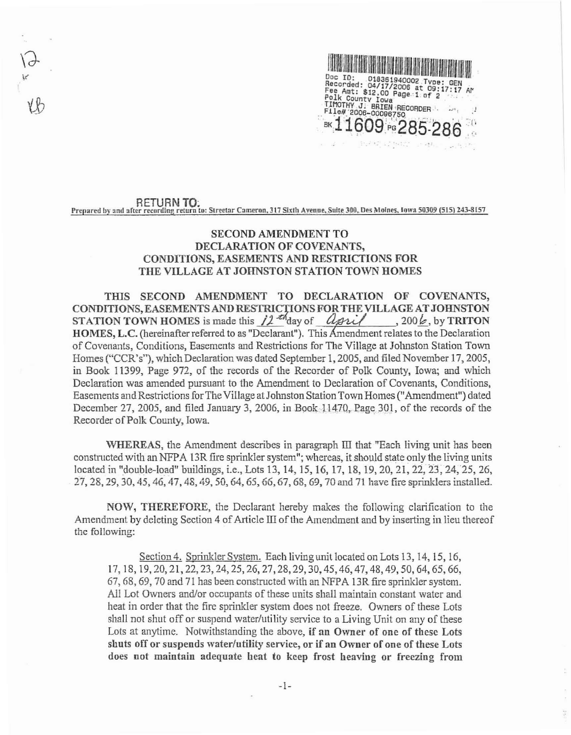Doc ID: 018361940002 Type: GEN
Recorded: 04/17/2006 at 09:17:17 AM
Fee Amt: $12.00 Page 1 of 2
Polk County Iowa
TIMOTHY J. BRIEN RECORDER
File# 2006-00096750

BK 11609 PG 285-286

RETURN TO:
Prepared by and after recording return to: Streetar Cameron, 317 Sixth Avenue, Suite 300, Des Moines, Iowa 50309 (515) 243-8157

## SECOND AMENDMENT TO DECLARATION OF COVENANTS, CONDITIONS, EASEMENTS AND RESTRICTIONS FOR THE VILLAGE AT JOHNSTON STATION TOWN HOMES

**THIS SECOND AMENDMENT TO DECLARATION OF COVENANTS, CONDITIONS, EASEMENTS AND RESTRICTIONS FOR THE VILLAGE AT JOHNSTON STATION TOWN HOMES** is made this *12th* day of *April*, 200*6*, by **TRITON HOMES, L.C.** (hereinafter referred to as "Declarant"). This Amendment relates to the Declaration of Covenants, Conditions, Easements and Restrictions for The Village at Johnston Station Town Homes ("CCR's"), which Declaration was dated September 1, 2005, and filed November 17, 2005, in Book 11399, Page 972, of the records of the Recorder of Polk County, Iowa; and which Declaration was amended pursuant to the Amendment to Declaration of Covenants, Conditions, Easements and Restrictions for The Village at Johnston Station Town Homes ("Amendment") dated December 27, 2005, and filed January 3, 2006, in Book 11470, Page 301, of the records of the Recorder of Polk County, Iowa.

**WHEREAS**, the Amendment describes in paragraph III that "Each living unit has been constructed with an NFPA 13R fire sprinkler system"; whereas, it should state only the living units located in "double-load" buildings, i.e., Lots 13, 14, 15, 16, 17, 18, 19, 20, 21, 22, 23, 24, 25, 26, 27, 28, 29, 30, 45, 46, 47, 48, 49, 50, 64, 65, 66, 67, 68, 69, 70 and 71 have fire sprinklers installed.

**NOW, THEREFORE**, the Declarant hereby makes the following clarification to the Amendment by deleting Section 4 of Article III of the Amendment and by inserting in lieu thereof the following:

<u>Section 4. Sprinkler System.</u> Each living unit located on Lots 13, 14, 15, 16, 17, 18, 19, 20, 21, 22, 23, 24, 25, 26, 27, 28, 29, 30, 45, 46, 47, 48, 49, 50, 64, 65, 66, 67, 68, 69, 70 and 71 has been constructed with an NFPA 13R fire sprinkler system. All Lot Owners and/or occupants of these units shall maintain constant water and heat in order that the fire sprinkler system does not freeze. Owners of these Lots shall not shut off or suspend water/utility service to a Living Unit on any of these Lots at anytime. Notwithstanding the above, **if an Owner of one of these Lots shuts off or suspends water/utility service, or if an Owner of one of these Lots does not maintain adequate heat to keep frost heaving or freezing from**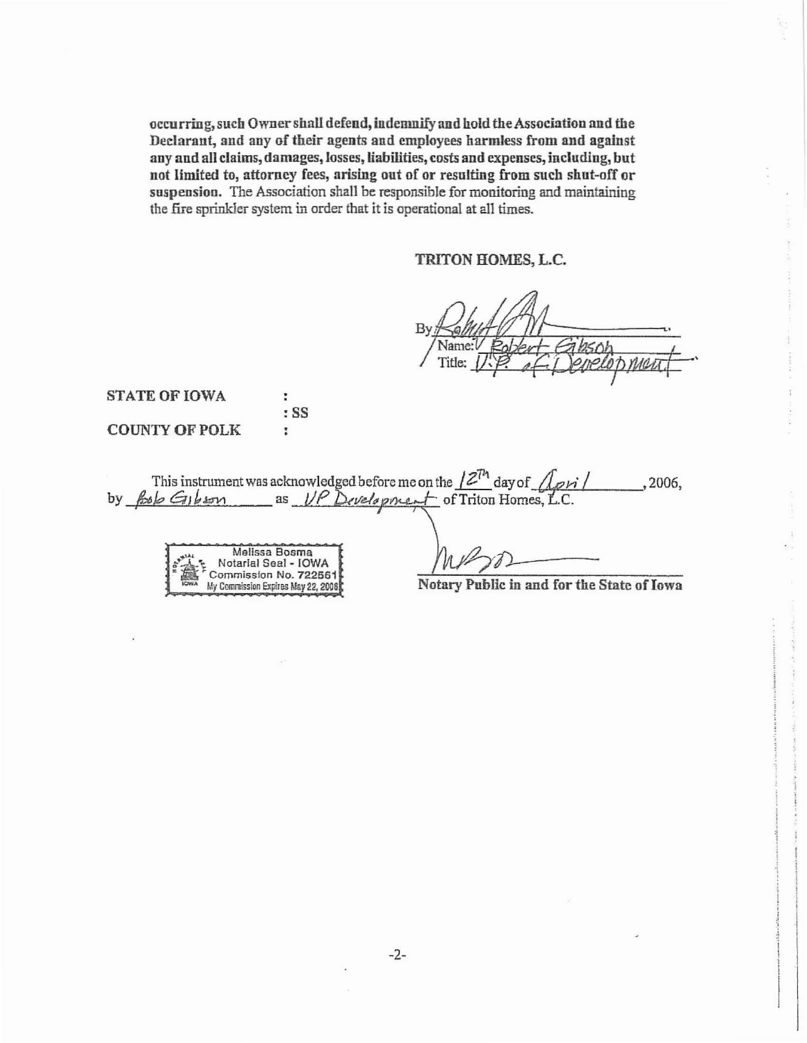**occurring, such Owner shall defend, indemnify and hold the Association and the Declarant, and any of their agents and employees harmless from and against any and all claims, damages, losses, liabilities, costs and expenses, including, but not limited to, attorney fees, arising out of or resulting from such shut-off or suspension.** The Association shall be responsible for monitoring and maintaining the fire sprinkler system in order that it is operational at all times.

**TRITON HOMES, L.C.**

By: ______________________
Name: Robert Gibson
Title: V.P. of Development

**STATE OF IOWA** :
: SS
**COUNTY OF POLK** :

This instrument was acknowledged before me on the 12th day of April, 2006, by Bob Gibson as VP Development of Triton Homes, L.C.

Melissa Bosma
Notarial Seal - IOWA
Commission No. 722561
My Commission Expires May 22, 2008

______________________
**Notary Public in and for the State of Iowa**